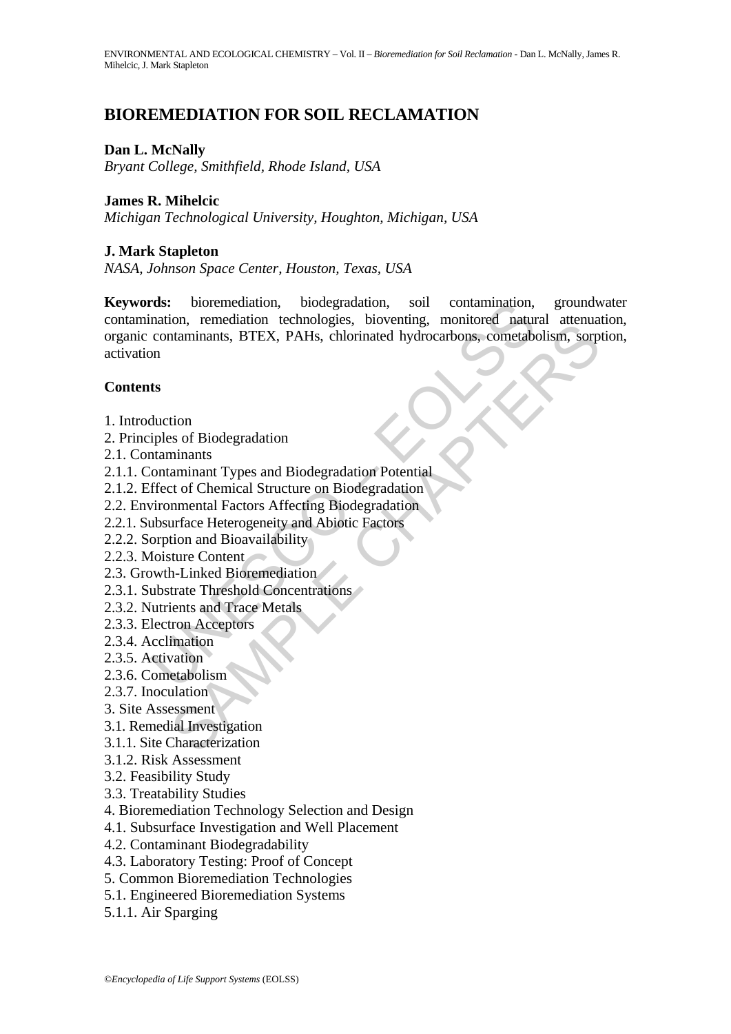# BIOREMEDIATION FOR SOIL RECLAMATION

**Dan L. McNally**
*Bryant College, Smithfield, Rhode Island, USA*

**James R. Mihelcic**
*Michigan Technological University, Houghton, Michigan, USA*

**J. Mark Stapleton**
*NASA, Johnson Space Center, Houston, Texas, USA*

**Keywords:** bioremediation, biodegradation, soil contamination, groundwater contamination, remediation technologies, bioventing, monitored natural attenuation, organic contaminants, BTEX, PAHs, chlorinated hydrocarbons, cometabolism, sorption, activation

## Contents

1. Introduction
2. Principles of Biodegradation
2.1. Contaminants
2.1.1. Contaminant Types and Biodegradation Potential
2.1.2. Effect of Chemical Structure on Biodegradation
2.2. Environmental Factors Affecting Biodegradation
2.2.1. Subsurface Heterogeneity and Abiotic Factors
2.2.2. Sorption and Bioavailability
2.2.3. Moisture Content
2.3. Growth-Linked Bioremediation
2.3.1. Substrate Threshold Concentrations
2.3.2. Nutrients and Trace Metals
2.3.3. Electron Acceptors
2.3.4. Acclimation
2.3.5. Activation
2.3.6. Cometabolism
2.3.7. Inoculation
3. Site Assessment
3.1. Remedial Investigation
3.1.1. Site Characterization
3.1.2. Risk Assessment
3.2. Feasibility Study
3.3. Treatability Studies
4. Bioremediation Technology Selection and Design
4.1. Subsurface Investigation and Well Placement
4.2. Contaminant Biodegradability
4.3. Laboratory Testing: Proof of Concept
5. Common Bioremediation Technologies
5.1. Engineered Bioremediation Systems
5.1.1. Air Sparging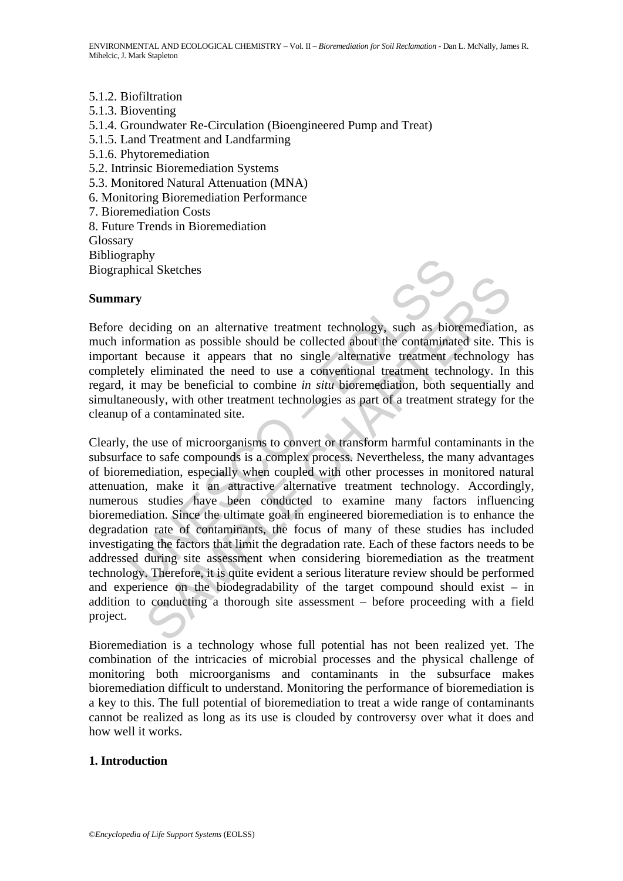5.1.2. Biofiltration
5.1.3. Bioventing
5.1.4. Groundwater Re-Circulation (Bioengineered Pump and Treat)
5.1.5. Land Treatment and Landfarming
5.1.6. Phytoremediation
5.2. Intrinsic Bioremediation Systems
5.3. Monitored Natural Attenuation (MNA)
6. Monitoring Bioremediation Performance
7. Bioremediation Costs
8. Future Trends in Bioremediation
Glossary
Bibliography
Biographical Sketches

## Summary

Before deciding on an alternative treatment technology, such as bioremediation, as much information as possible should be collected about the contaminated site. This is important because it appears that no single alternative treatment technology has completely eliminated the need to use a conventional treatment technology. In this regard, it may be beneficial to combine *in situ* bioremediation, both sequentially and simultaneously, with other treatment technologies as part of a treatment strategy for the cleanup of a contaminated site.

Clearly, the use of microorganisms to convert or transform harmful contaminants in the subsurface to safe compounds is a complex process. Nevertheless, the many advantages of bioremediation, especially when coupled with other processes in monitored natural attenuation, make it an attractive alternative treatment technology. Accordingly, numerous studies have been conducted to examine many factors influencing bioremediation. Since the ultimate goal in engineered bioremediation is to enhance the degradation rate of contaminants, the focus of many of these studies has included investigating the factors that limit the degradation rate. Each of these factors needs to be addressed during site assessment when considering bioremediation as the treatment technology. Therefore, it is quite evident a serious literature review should be performed and experience on the biodegradability of the target compound should exist – in addition to conducting a thorough site assessment – before proceeding with a field project.

Bioremediation is a technology whose full potential has not been realized yet. The combination of the intricacies of microbial processes and the physical challenge of monitoring both microorganisms and contaminants in the subsurface makes bioremediation difficult to understand. Monitoring the performance of bioremediation is a key to this. The full potential of bioremediation to treat a wide range of contaminants cannot be realized as long as its use is clouded by controversy over what it does and how well it works.

## 1. Introduction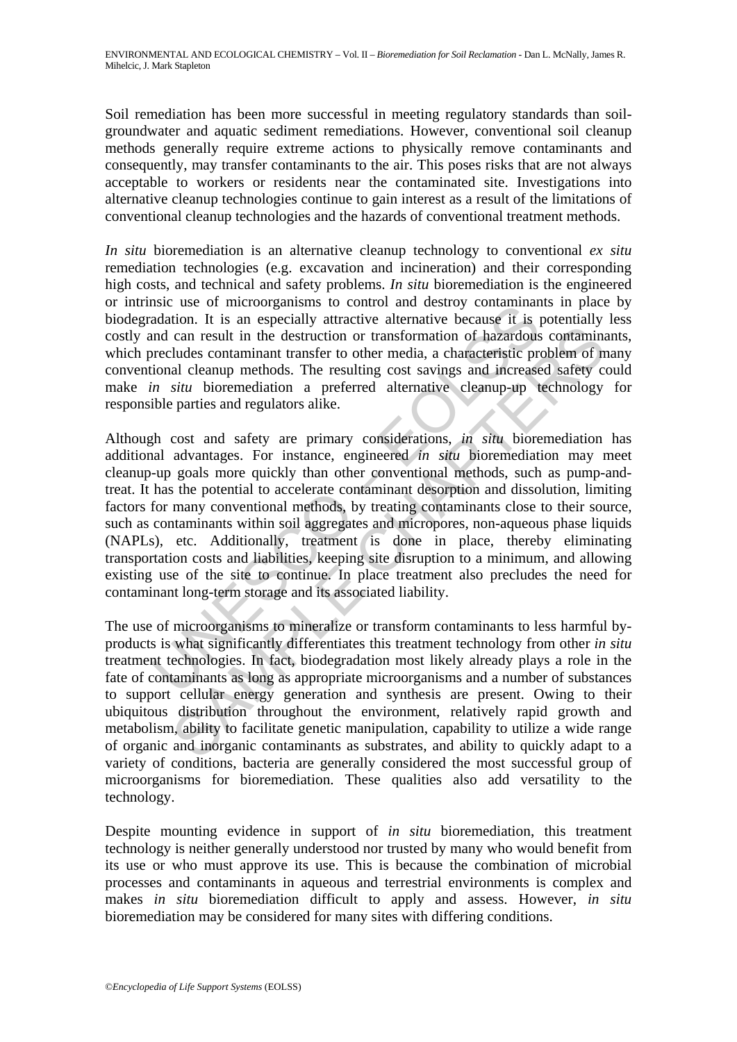Soil remediation has been more successful in meeting regulatory standards than soil-groundwater and aquatic sediment remediations. However, conventional soil cleanup methods generally require extreme actions to physically remove contaminants and consequently, may transfer contaminants to the air. This poses risks that are not always acceptable to workers or residents near the contaminated site. Investigations into alternative cleanup technologies continue to gain interest as a result of the limitations of conventional cleanup technologies and the hazards of conventional treatment methods.

*In situ* bioremediation is an alternative cleanup technology to conventional *ex situ* remediation technologies (e.g. excavation and incineration) and their corresponding high costs, and technical and safety problems. *In situ* bioremediation is the engineered or intrinsic use of microorganisms to control and destroy contaminants in place by biodegradation. It is an especially attractive alternative because it is potentially less costly and can result in the destruction or transformation of hazardous contaminants, which precludes contaminant transfer to other media, a characteristic problem of many conventional cleanup methods. The resulting cost savings and increased safety could make *in situ* bioremediation a preferred alternative cleanup-up technology for responsible parties and regulators alike.

Although cost and safety are primary considerations, *in situ* bioremediation has additional advantages. For instance, engineered *in situ* bioremediation may meet cleanup-up goals more quickly than other conventional methods, such as pump-and-treat. It has the potential to accelerate contaminant desorption and dissolution, limiting factors for many conventional methods, by treating contaminants close to their source, such as contaminants within soil aggregates and micropores, non-aqueous phase liquids (NAPLs), etc. Additionally, treatment is done in place, thereby eliminating transportation costs and liabilities, keeping site disruption to a minimum, and allowing existing use of the site to continue. In place treatment also precludes the need for contaminant long-term storage and its associated liability.

The use of microorganisms to mineralize or transform contaminants to less harmful by-products is what significantly differentiates this treatment technology from other *in situ* treatment technologies. In fact, biodegradation most likely already plays a role in the fate of contaminants as long as appropriate microorganisms and a number of substances to support cellular energy generation and synthesis are present. Owing to their ubiquitous distribution throughout the environment, relatively rapid growth and metabolism, ability to facilitate genetic manipulation, capability to utilize a wide range of organic and inorganic contaminants as substrates, and ability to quickly adapt to a variety of conditions, bacteria are generally considered the most successful group of microorganisms for bioremediation. These qualities also add versatility to the technology.

Despite mounting evidence in support of *in situ* bioremediation, this treatment technology is neither generally understood nor trusted by many who would benefit from its use or who must approve its use. This is because the combination of microbial processes and contaminants in aqueous and terrestrial environments is complex and makes *in situ* bioremediation difficult to apply and assess. However, *in situ* bioremediation may be considered for many sites with differing conditions.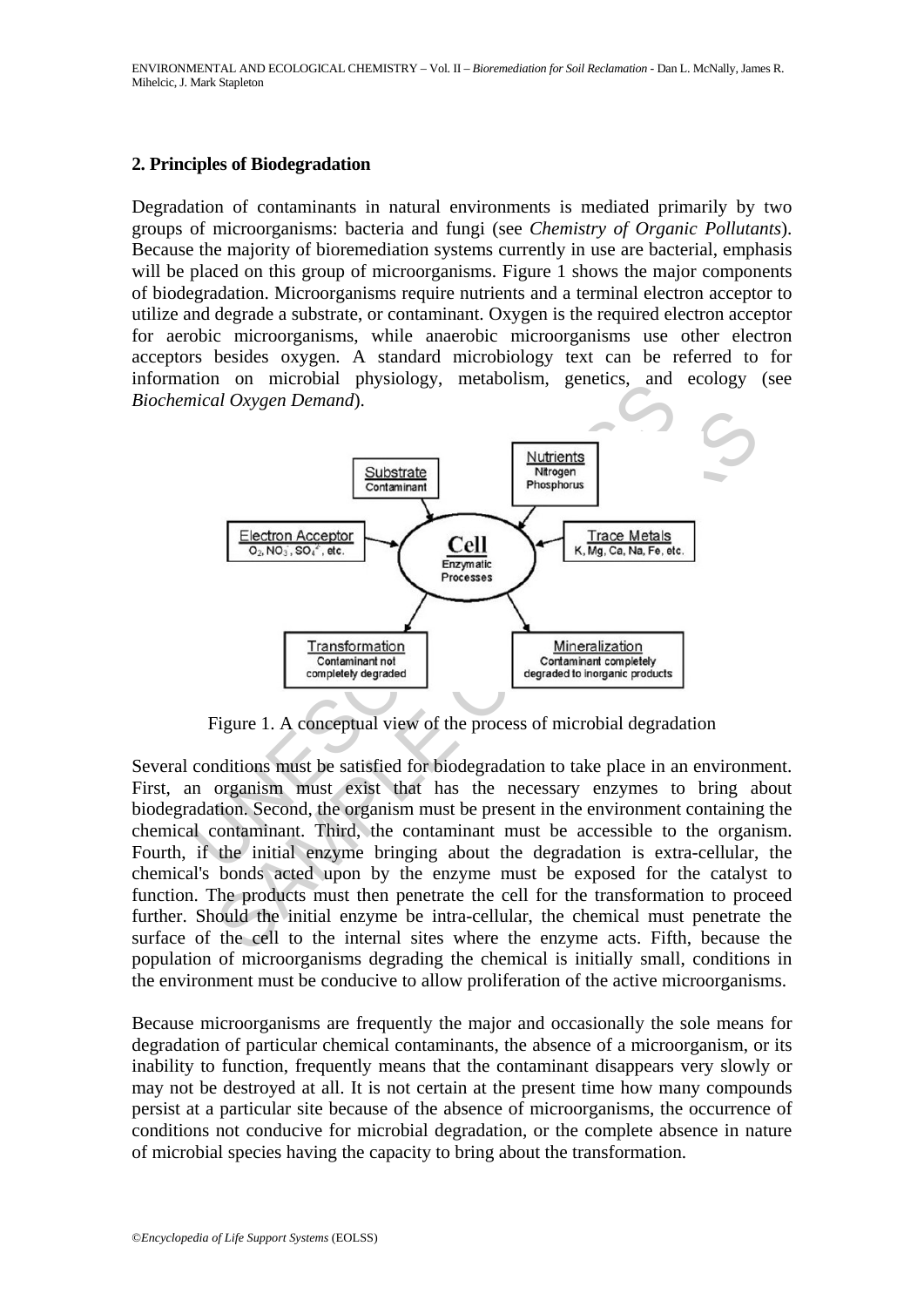## 2. Principles of Biodegradation

Degradation of contaminants in natural environments is mediated primarily by two groups of microorganisms: bacteria and fungi (see *Chemistry of Organic Pollutants*). Because the majority of bioremediation systems currently in use are bacterial, emphasis will be placed on this group of microorganisms. Figure 1 shows the major components of biodegradation. Microorganisms require nutrients and a terminal electron acceptor to utilize and degrade a substrate, or contaminant. Oxygen is the required electron acceptor for aerobic microorganisms, while anaerobic microorganisms use other electron acceptors besides oxygen. A standard microbiology text can be referred to for information on microbial physiology, metabolism, genetics, and ecology (see *Biochemical Oxygen Demand*).

Figure 1. A conceptual view of the process of microbial degradation

Several conditions must be satisfied for biodegradation to take place in an environment. First, an organism must exist that has the necessary enzymes to bring about biodegradation. Second, the organism must be present in the environment containing the chemical contaminant. Third, the contaminant must be accessible to the organism. Fourth, if the initial enzyme bringing about the degradation is extra-cellular, the chemical's bonds acted upon by the enzyme must be exposed for the catalyst to function. The products must then penetrate the cell for the transformation to proceed further. Should the initial enzyme be intra-cellular, the chemical must penetrate the surface of the cell to the internal sites where the enzyme acts. Fifth, because the population of microorganisms degrading the chemical is initially small, conditions in the environment must be conducive to allow proliferation of the active microorganisms.

Because microorganisms are frequently the major and occasionally the sole means for degradation of particular chemical contaminants, the absence of a microorganism, or its inability to function, frequently means that the contaminant disappears very slowly or may not be destroyed at all. It is not certain at the present time how many compounds persist at a particular site because of the absence of microorganisms, the occurrence of conditions not conducive for microbial degradation, or the complete absence in nature of microbial species having the capacity to bring about the transformation.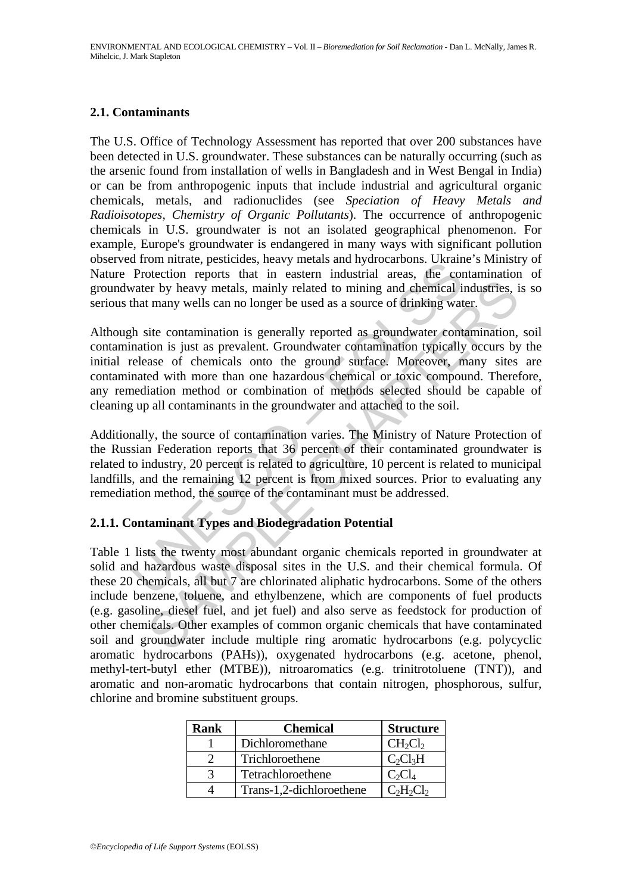### 2.1. Contaminants

The U.S. Office of Technology Assessment has reported that over 200 substances have been detected in U.S. groundwater. These substances can be naturally occurring (such as the arsenic found from installation of wells in Bangladesh and in West Bengal in India) or can be from anthropogenic inputs that include industrial and agricultural organic chemicals, metals, and radionuclides (see *Speciation of Heavy Metals and Radioisotopes*, *Chemistry of Organic Pollutants*). The occurrence of anthropogenic chemicals in U.S. groundwater is not an isolated geographical phenomenon. For example, Europe's groundwater is endangered in many ways with significant pollution observed from nitrate, pesticides, heavy metals and hydrocarbons. Ukraine's Ministry of Nature Protection reports that in eastern industrial areas, the contamination of groundwater by heavy metals, mainly related to mining and chemical industries, is so serious that many wells can no longer be used as a source of drinking water.

Although site contamination is generally reported as groundwater contamination, soil contamination is just as prevalent. Groundwater contamination typically occurs by the initial release of chemicals onto the ground surface. Moreover, many sites are contaminated with more than one hazardous chemical or toxic compound. Therefore, any remediation method or combination of methods selected should be capable of cleaning up all contaminants in the groundwater and attached to the soil.

Additionally, the source of contamination varies. The Ministry of Nature Protection of the Russian Federation reports that 36 percent of their contaminated groundwater is related to industry, 20 percent is related to agriculture, 10 percent is related to municipal landfills, and the remaining 12 percent is from mixed sources. Prior to evaluating any remediation method, the source of the contaminant must be addressed.

#### 2.1.1. Contaminant Types and Biodegradation Potential

Table 1 lists the twenty most abundant organic chemicals reported in groundwater at solid and hazardous waste disposal sites in the U.S. and their chemical formula. Of these 20 chemicals, all but 7 are chlorinated aliphatic hydrocarbons. Some of the others include benzene, toluene, and ethylbenzene, which are components of fuel products (e.g. gasoline, diesel fuel, and jet fuel) and also serve as feedstock for production of other chemicals. Other examples of common organic chemicals that have contaminated soil and groundwater include multiple ring aromatic hydrocarbons (e.g. polycyclic aromatic hydrocarbons (PAHs)), oxygenated hydrocarbons (e.g. acetone, phenol, methyl-tert-butyl ether (MTBE)), nitroaromatics (e.g. trinitrotoluene (TNT)), and aromatic and non-aromatic hydrocarbons that contain nitrogen, phosphorous, sulfur, chlorine and bromine substituent groups.

| Rank | Chemical | Structure |
|---|---|---|
| 1 | Dichloromethane | $CH_2Cl_2$ |
| 2 | Trichloroethene | $C_2Cl_3H$ |
| 3 | Tetrachloroethene | $C_2Cl_4$ |
| 4 | Trans-1,2-dichloroethene | $C_2H_2Cl_2$ |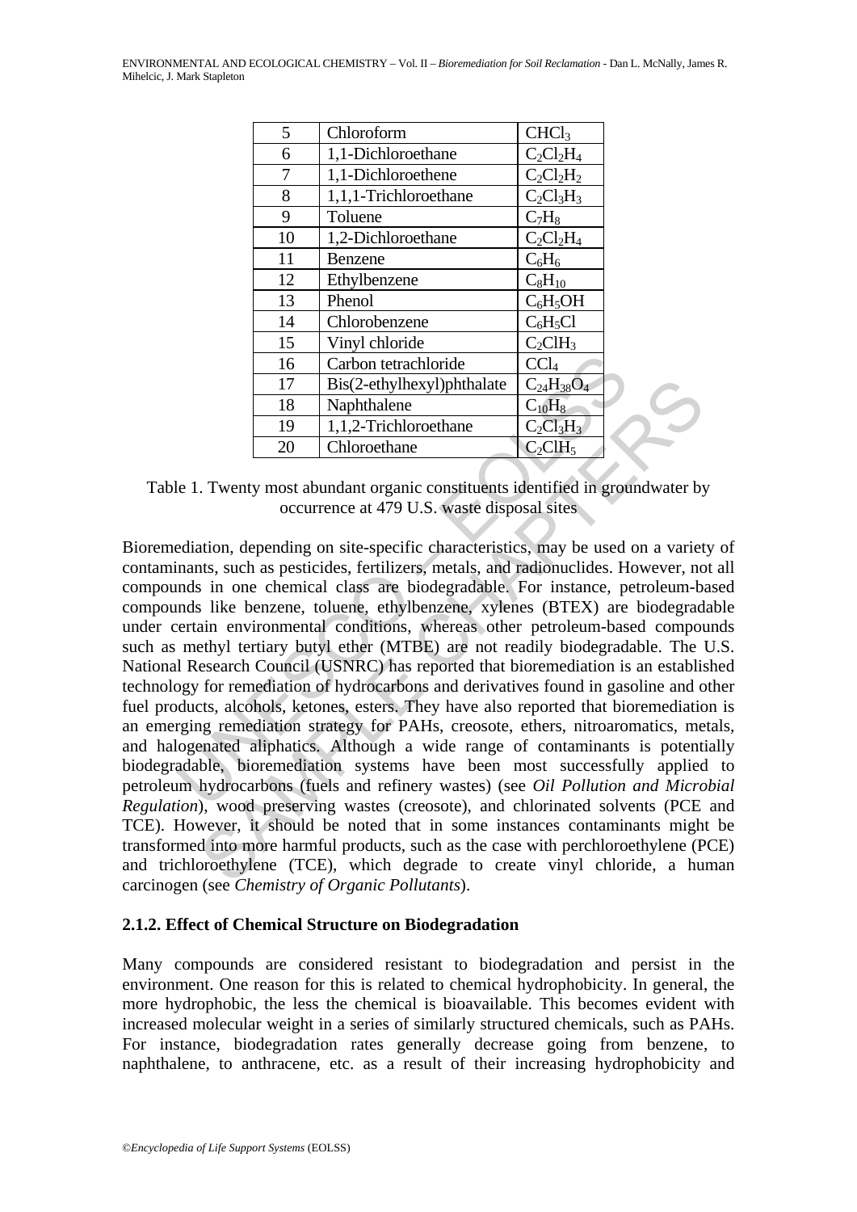| | | |
|---|---|---|
| 5 | Chloroform | $CHCl_3$ |
| 6 | 1,1-Dichloroethane | $C_2Cl_2H_4$ |
| 7 | 1,1-Dichloroethene | $C_2Cl_2H_2$ |
| 8 | 1,1,1-Trichloroethane | $C_2Cl_3H_3$ |
| 9 | Toluene | $C_7H_8$ |
| 10 | 1,2-Dichloroethane | $C_2Cl_2H_4$ |
| 11 | Benzene | $C_6H_6$ |
| 12 | Ethylbenzene | $C_8H_{10}$ |
| 13 | Phenol | $C_6H_5OH$ |
| 14 | Chlorobenzene | $C_6H_5Cl$ |
| 15 | Vinyl chloride | $C_2ClH_3$ |
| 16 | Carbon tetrachloride | $CCl_4$ |
| 17 | Bis(2-ethylhexyl)phthalate | $C_{24}H_{38}O_4$ |
| 18 | Naphthalene | $C_{10}H_8$ |
| 19 | 1,1,2-Trichloroethane | $C_2Cl_3H_3$ |
| 20 | Chloroethane | $C_2ClH_5$ |

Table 1. Twenty most abundant organic constituents identified in groundwater by occurrence at 479 U.S. waste disposal sites

Bioremediation, depending on site-specific characteristics, may be used on a variety of contaminants, such as pesticides, fertilizers, metals, and radionuclides. However, not all compounds in one chemical class are biodegradable. For instance, petroleum-based compounds like benzene, toluene, ethylbenzene, xylenes (BTEX) are biodegradable under certain environmental conditions, whereas other petroleum-based compounds such as methyl tertiary butyl ether (MTBE) are not readily biodegradable. The U.S. National Research Council (USNRC) has reported that bioremediation is an established technology for remediation of hydrocarbons and derivatives found in gasoline and other fuel products, alcohols, ketones, esters. They have also reported that bioremediation is an emerging remediation strategy for PAHs, creosote, ethers, nitroaromatics, metals, and halogenated aliphatics. Although a wide range of contaminants is potentially biodegradable, bioremediation systems have been most successfully applied to petroleum hydrocarbons (fuels and refinery wastes) (see *Oil Pollution and Microbial Regulation*), wood preserving wastes (creosote), and chlorinated solvents (PCE and TCE). However, it should be noted that in some instances contaminants might be transformed into more harmful products, such as the case with perchloroethylene (PCE) and trichloroethylene (TCE), which degrade to create vinyl chloride, a human carcinogen (see *Chemistry of Organic Pollutants*).

### 2.1.2. Effect of Chemical Structure on Biodegradation

Many compounds are considered resistant to biodegradation and persist in the environment. One reason for this is related to chemical hydrophobicity. In general, the more hydrophobic, the less the chemical is bioavailable. This becomes evident with increased molecular weight in a series of similarly structured chemicals, such as PAHs. For instance, biodegradation rates generally decrease going from benzene, to naphthalene, to anthracene, etc. as a result of their increasing hydrophobicity and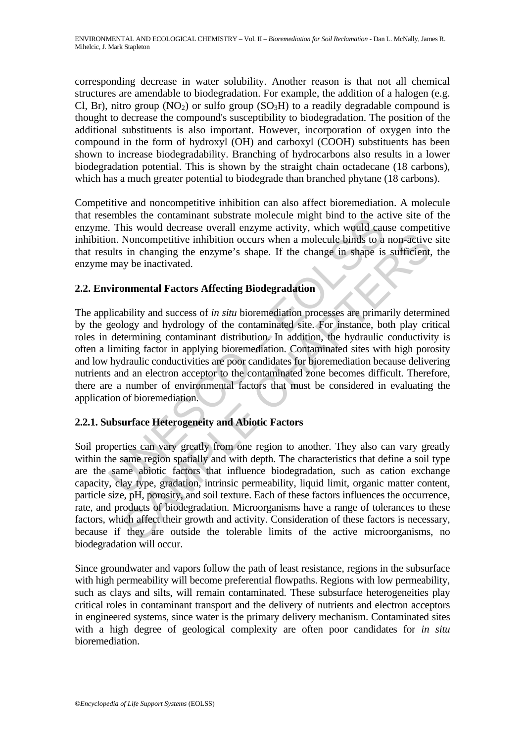corresponding decrease in water solubility. Another reason is that not all chemical structures are amendable to biodegradation. For example, the addition of a halogen (e.g. Cl, Br), nitro group ($NO_2$) or sulfo group ($SO_3H$) to a readily degradable compound is thought to decrease the compound's susceptibility to biodegradation. The position of the additional substituents is also important. However, incorporation of oxygen into the compound in the form of hydroxyl (OH) and carboxyl (COOH) substituents has been shown to increase biodegradability. Branching of hydrocarbons also results in a lower biodegradation potential. This is shown by the straight chain octadecane (18 carbons), which has a much greater potential to biodegrade than branched phytane (18 carbons).

Competitive and noncompetitive inhibition can also affect bioremediation. A molecule that resembles the contaminant substrate molecule might bind to the active site of the enzyme. This would decrease overall enzyme activity, which would cause competitive inhibition. Noncompetitive inhibition occurs when a molecule binds to a non-active site that results in changing the enzyme's shape. If the change in shape is sufficient, the enzyme may be inactivated.

## 2.2. Environmental Factors Affecting Biodegradation

The applicability and success of *in situ* bioremediation processes are primarily determined by the geology and hydrology of the contaminated site. For instance, both play critical roles in determining contaminant distribution. In addition, the hydraulic conductivity is often a limiting factor in applying bioremediation. Contaminated sites with high porosity and low hydraulic conductivities are poor candidates for bioremediation because delivering nutrients and an electron acceptor to the contaminated zone becomes difficult. Therefore, there are a number of environmental factors that must be considered in evaluating the application of bioremediation.

### 2.2.1. Subsurface Heterogeneity and Abiotic Factors

Soil properties can vary greatly from one region to another. They also can vary greatly within the same region spatially and with depth. The characteristics that define a soil type are the same abiotic factors that influence biodegradation, such as cation exchange capacity, clay type, gradation, intrinsic permeability, liquid limit, organic matter content, particle size, pH, porosity, and soil texture. Each of these factors influences the occurrence, rate, and products of biodegradation. Microorganisms have a range of tolerances to these factors, which affect their growth and activity. Consideration of these factors is necessary, because if they are outside the tolerable limits of the active microorganisms, no biodegradation will occur.

Since groundwater and vapors follow the path of least resistance, regions in the subsurface with high permeability will become preferential flowpaths. Regions with low permeability, such as clays and silts, will remain contaminated. These subsurface heterogeneities play critical roles in contaminant transport and the delivery of nutrients and electron acceptors in engineered systems, since water is the primary delivery mechanism. Contaminated sites with a high degree of geological complexity are often poor candidates for *in situ* bioremediation.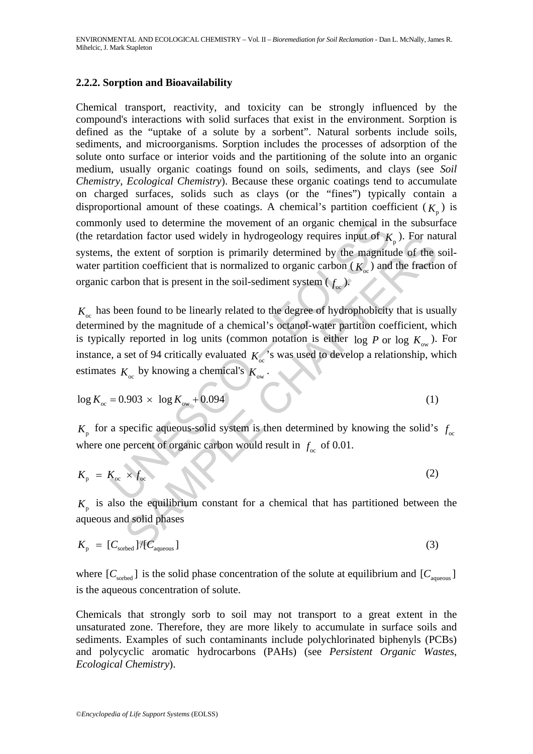### 2.2.2. Sorption and Bioavailability

Chemical transport, reactivity, and toxicity can be strongly influenced by the compound's interactions with solid surfaces that exist in the environment. Sorption is defined as the "uptake of a solute by a sorbent". Natural sorbents include soils, sediments, and microorganisms. Sorption includes the processes of adsorption of the solute onto surface or interior voids and the partitioning of the solute into an organic medium, usually organic coatings found on soils, sediments, and clays (see *Soil Chemistry*, *Ecological Chemistry*). Because these organic coatings tend to accumulate on charged surfaces, solids such as clays (or the "fines") typically contain a disproportional amount of these coatings. A chemical's partition coefficient ($K_p$) is commonly used to determine the movement of an organic chemical in the subsurface (the retardation factor used widely in hydrogeology requires input of $K_p$). For natural systems, the extent of sorption is primarily determined by the magnitude of the soil-water partition coefficient that is normalized to organic carbon ($K_{oc}$) and the fraction of organic carbon that is present in the soil-sediment system ($f_{oc}$).

$K_{oc}$ has been found to be linearly related to the degree of hydrophobicity that is usually determined by the magnitude of a chemical's octanol-water partition coefficient, which is typically reported in log units (common notation is either $\log P$ or $\log K_{ow}$). For instance, a set of 94 critically evaluated $K_{oc}$'s was used to develop a relationship, which estimates $K_{oc}$ by knowing a chemical's $K_{ow}$.

$$\log K_{oc} = 0.903 \times \log K_{ow} + 0.094 \qquad (1)$$

$K_p$ for a specific aqueous-solid system is then determined by knowing the solid's $f_{oc}$ where one percent of organic carbon would result in $f_{oc}$ of 0.01.

$$K_p = K_{oc} \times f_{oc} \qquad (2)$$

$K_p$ is also the equilibrium constant for a chemical that has partitioned between the aqueous and solid phases

$$K_p = [C_{sorbed}]/[C_{aqueous}] \qquad (3)$$

where $[C_{sorbed}]$ is the solid phase concentration of the solute at equilibrium and $[C_{aqueous}]$ is the aqueous concentration of solute.

Chemicals that strongly sorb to soil may not transport to a great extent in the unsaturated zone. Therefore, they are more likely to accumulate in surface soils and sediments. Examples of such contaminants include polychlorinated biphenyls (PCBs) and polycyclic aromatic hydrocarbons (PAHs) (see *Persistent Organic Wastes*, *Ecological Chemistry*).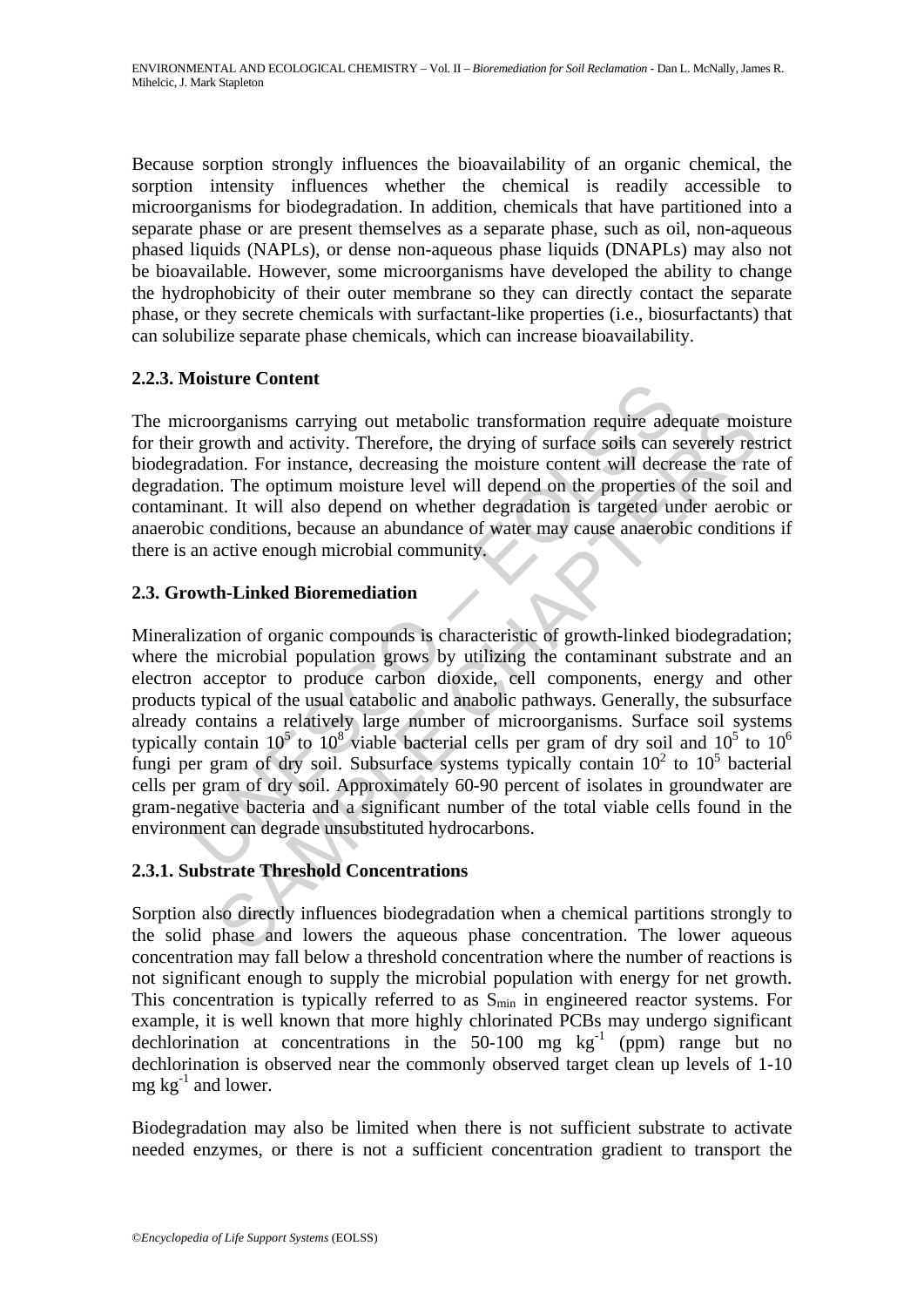Because sorption strongly influences the bioavailability of an organic chemical, the sorption intensity influences whether the chemical is readily accessible to microorganisms for biodegradation. In addition, chemicals that have partitioned into a separate phase or are present themselves as a separate phase, such as oil, non-aqueous phased liquids (NAPLs), or dense non-aqueous phase liquids (DNAPLs) may also not be bioavailable. However, some microorganisms have developed the ability to change the hydrophobicity of their outer membrane so they can directly contact the separate phase, or they secrete chemicals with surfactant-like properties (i.e., biosurfactants) that can solubilize separate phase chemicals, which can increase bioavailability.

### 2.2.3. Moisture Content

The microorganisms carrying out metabolic transformation require adequate moisture for their growth and activity. Therefore, the drying of surface soils can severely restrict biodegradation. For instance, decreasing the moisture content will decrease the rate of degradation. The optimum moisture level will depend on the properties of the soil and contaminant. It will also depend on whether degradation is targeted under aerobic or anaerobic conditions, because an abundance of water may cause anaerobic conditions if there is an active enough microbial community.

## 2.3. Growth-Linked Bioremediation

Mineralization of organic compounds is characteristic of growth-linked biodegradation; where the microbial population grows by utilizing the contaminant substrate and an electron acceptor to produce carbon dioxide, cell components, energy and other products typical of the usual catabolic and anabolic pathways. Generally, the subsurface already contains a relatively large number of microorganisms. Surface soil systems typically contain $10^5$ to $10^8$ viable bacterial cells per gram of dry soil and $10^5$ to $10^6$ fungi per gram of dry soil. Subsurface systems typically contain $10^2$ to $10^5$ bacterial cells per gram of dry soil. Approximately 60-90 percent of isolates in groundwater are gram-negative bacteria and a significant number of the total viable cells found in the environment can degrade unsubstituted hydrocarbons.

### 2.3.1. Substrate Threshold Concentrations

Sorption also directly influences biodegradation when a chemical partitions strongly to the solid phase and lowers the aqueous phase concentration. The lower aqueous concentration may fall below a threshold concentration where the number of reactions is not significant enough to supply the microbial population with energy for net growth. This concentration is typically referred to as $S_{min}$ in engineered reactor systems. For example, it is well known that more highly chlorinated PCBs may undergo significant dechlorination at concentrations in the 50-100 mg $kg^{-1}$ (ppm) range but no dechlorination is observed near the commonly observed target clean up levels of 1-10 mg $kg^{-1}$ and lower.

Biodegradation may also be limited when there is not sufficient substrate to activate needed enzymes, or there is not a sufficient concentration gradient to transport the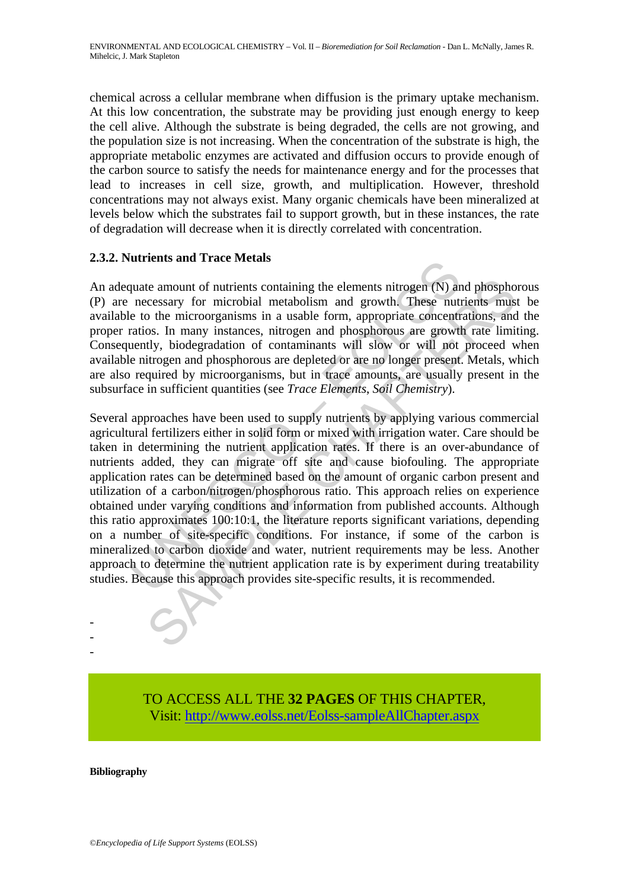chemical across a cellular membrane when diffusion is the primary uptake mechanism. At this low concentration, the substrate may be providing just enough energy to keep the cell alive. Although the substrate is being degraded, the cells are not growing, and the population size is not increasing. When the concentration of the substrate is high, the appropriate metabolic enzymes are activated and diffusion occurs to provide enough of the carbon source to satisfy the needs for maintenance energy and for the processes that lead to increases in cell size, growth, and multiplication. However, threshold concentrations may not always exist. Many organic chemicals have been mineralized at levels below which the substrates fail to support growth, but in these instances, the rate of degradation will decrease when it is directly correlated with concentration.

### 2.3.2. Nutrients and Trace Metals

An adequate amount of nutrients containing the elements nitrogen (N) and phosphorous (P) are necessary for microbial metabolism and growth. These nutrients must be available to the microorganisms in a usable form, appropriate concentrations, and the proper ratios. In many instances, nitrogen and phosphorous are growth rate limiting. Consequently, biodegradation of contaminants will slow or will not proceed when available nitrogen and phosphorous are depleted or are no longer present. Metals, which are also required by microorganisms, but in trace amounts, are usually present in the subsurface in sufficient quantities (see *Trace Elements*, *Soil Chemistry*).

Several approaches have been used to supply nutrients by applying various commercial agricultural fertilizers either in solid form or mixed with irrigation water. Care should be taken in determining the nutrient application rates. If there is an over-abundance of nutrients added, they can migrate off site and cause biofouling. The appropriate application rates can be determined based on the amount of organic carbon present and utilization of a carbon/nitrogen/phosphorous ratio. This approach relies on experience obtained under varying conditions and information from published accounts. Although this ratio approximates 100:10:1, the literature reports significant variations, depending on a number of site-specific conditions. For instance, if some of the carbon is mineralized to carbon dioxide and water, nutrient requirements may be less. Another approach to determine the nutrient application rate is by experiment during treatability studies. Because this approach provides site-specific results, it is recommended.

-
-
-

TO ACCESS ALL THE **32 PAGES** OF THIS CHAPTER,
Visit: http://www.eolss.net/Eolss-sampleAllChapter.aspx

**Bibliography**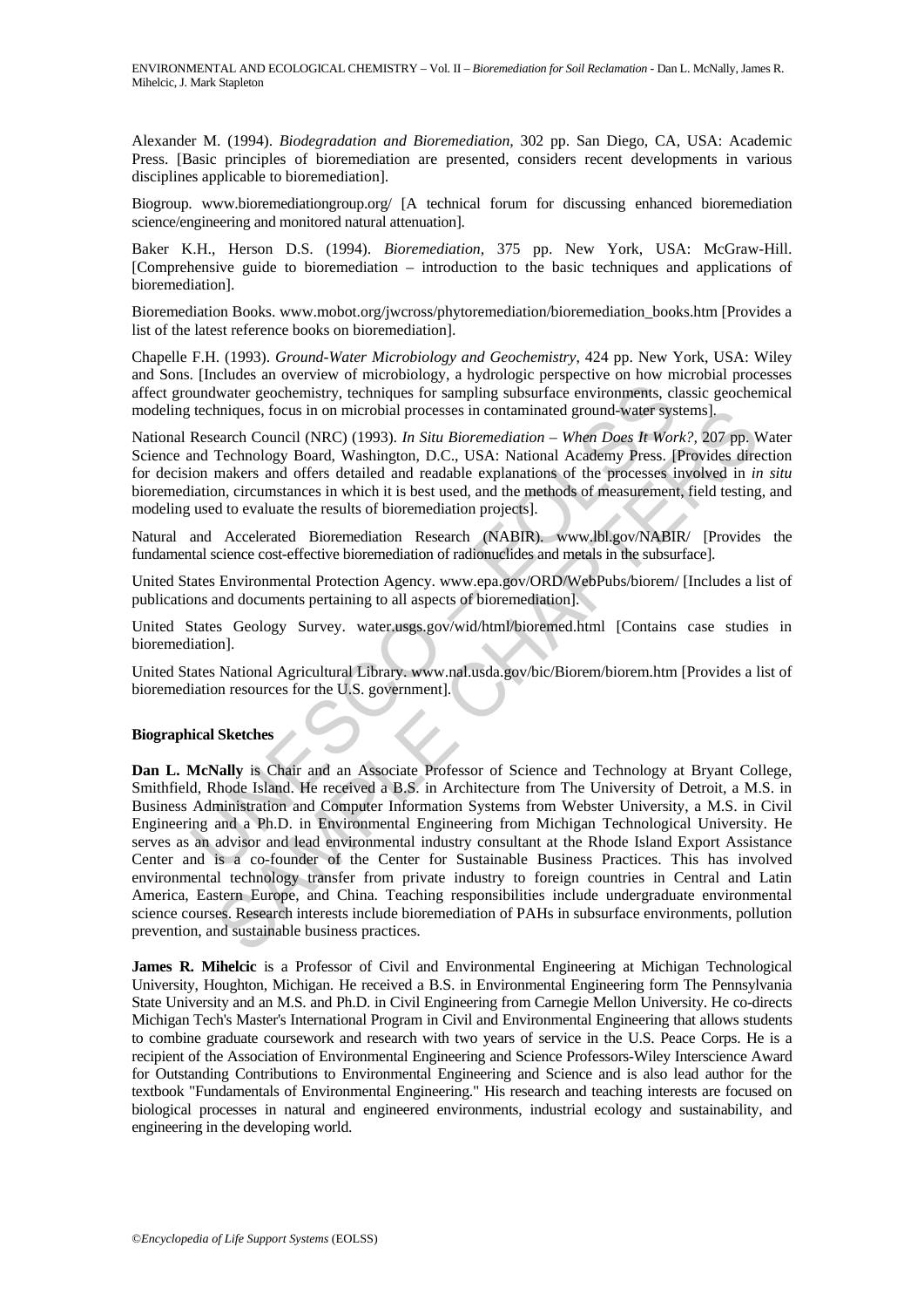Alexander M. (1994). *Biodegradation and Bioremediation*, 302 pp. San Diego, CA, USA: Academic Press. [Basic principles of bioremediation are presented, considers recent developments in various disciplines applicable to bioremediation].

Biogroup. www.bioremediationgroup.org/ [A technical forum for discussing enhanced bioremediation science/engineering and monitored natural attenuation].

Baker K.H., Herson D.S. (1994). *Bioremediation*, 375 pp. New York, USA: McGraw-Hill. [Comprehensive guide to bioremediation – introduction to the basic techniques and applications of bioremediation].

Bioremediation Books. www.mobot.org/jwcross/phytoremediation/bioremediation_books.htm [Provides a list of the latest reference books on bioremediation].

Chapelle F.H. (1993). *Ground-Water Microbiology and Geochemistry*, 424 pp. New York, USA: Wiley and Sons. [Includes an overview of microbiology, a hydrologic perspective on how microbial processes affect groundwater geochemistry, techniques for sampling subsurface environments, classic geochemical modeling techniques, focus in on microbial processes in contaminated ground-water systems].

National Research Council (NRC) (1993). *In Situ Bioremediation – When Does It Work?*, 207 pp. Water Science and Technology Board, Washington, D.C., USA: National Academy Press. [Provides direction for decision makers and offers detailed and readable explanations of the processes involved in *in situ* bioremediation, circumstances in which it is best used, and the methods of measurement, field testing, and modeling used to evaluate the results of bioremediation projects].

Natural and Accelerated Bioremediation Research (NABIR). www.lbl.gov/NABIR/ [Provides the fundamental science cost-effective bioremediation of radionuclides and metals in the subsurface].

United States Environmental Protection Agency. www.epa.gov/ORD/WebPubs/biorem/ [Includes a list of publications and documents pertaining to all aspects of bioremediation].

United States Geology Survey. water.usgs.gov/wid/html/bioremed.html [Contains case studies in bioremediation].

United States National Agricultural Library. www.nal.usda.gov/bic/Biorem/biorem.htm [Provides a list of bioremediation resources for the U.S. government].

**Biographical Sketches**

**Dan L. McNally** is Chair and an Associate Professor of Science and Technology at Bryant College, Smithfield, Rhode Island. He received a B.S. in Architecture from The University of Detroit, a M.S. in Business Administration and Computer Information Systems from Webster University, a M.S. in Civil Engineering and a Ph.D. in Environmental Engineering from Michigan Technological University. He serves as an advisor and lead environmental industry consultant at the Rhode Island Export Assistance Center and is a co-founder of the Center for Sustainable Business Practices. This has involved environmental technology transfer from private industry to foreign countries in Central and Latin America, Eastern Europe, and China. Teaching responsibilities include undergraduate environmental science courses. Research interests include bioremediation of PAHs in subsurface environments, pollution prevention, and sustainable business practices.

**James R. Mihelcic** is a Professor of Civil and Environmental Engineering at Michigan Technological University, Houghton, Michigan. He received a B.S. in Environmental Engineering form The Pennsylvania State University and an M.S. and Ph.D. in Civil Engineering from Carnegie Mellon University. He co-directs Michigan Tech's Master's International Program in Civil and Environmental Engineering that allows students to combine graduate coursework and research with two years of service in the U.S. Peace Corps. He is a recipient of the Association of Environmental Engineering and Science Professors-Wiley Interscience Award for Outstanding Contributions to Environmental Engineering and Science and is also lead author for the textbook "Fundamentals of Environmental Engineering." His research and teaching interests are focused on biological processes in natural and engineered environments, industrial ecology and sustainability, and engineering in the developing world.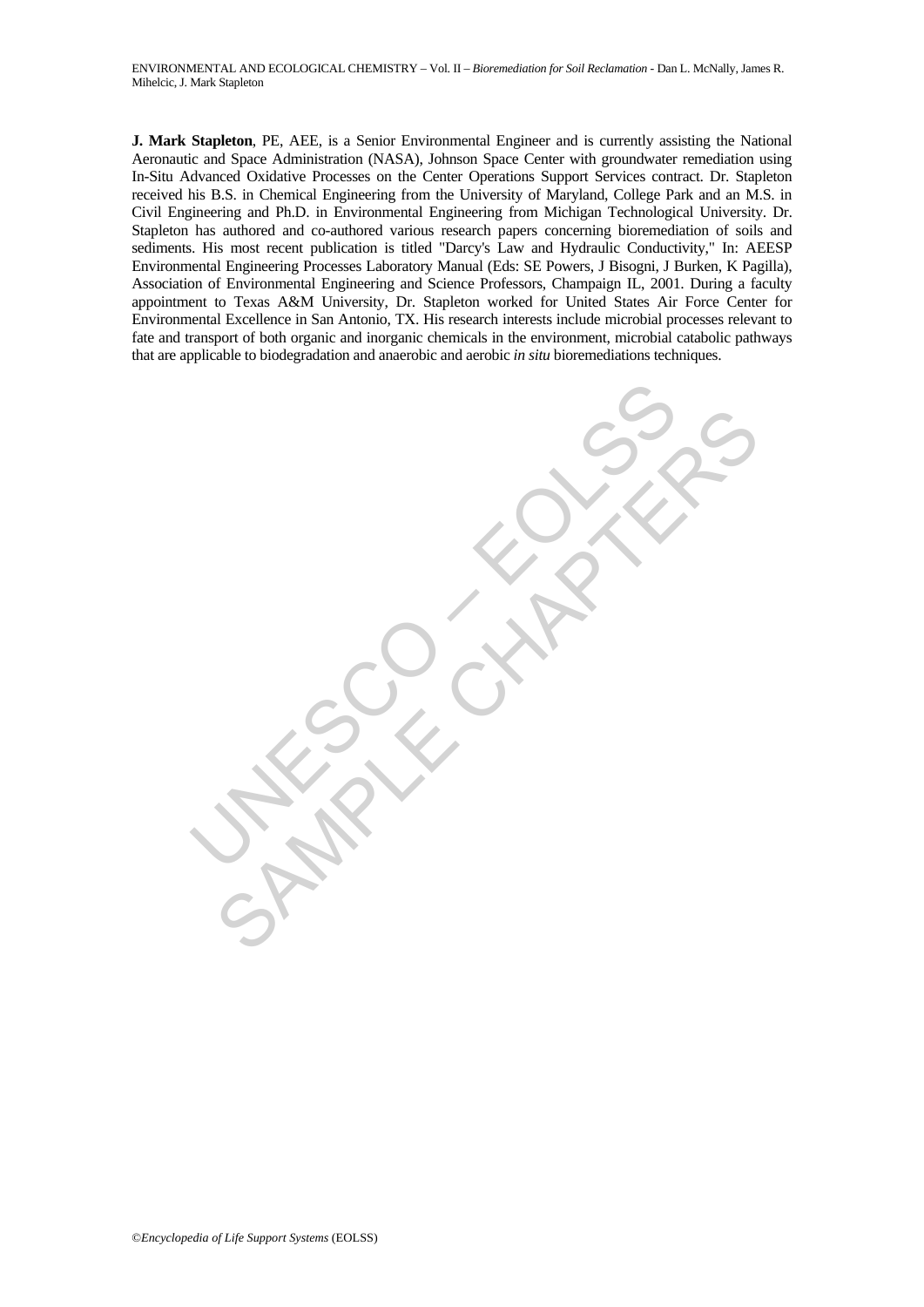**J. Mark Stapleton**, PE, AEE, is a Senior Environmental Engineer and is currently assisting the National Aeronautic and Space Administration (NASA), Johnson Space Center with groundwater remediation using In-Situ Advanced Oxidative Processes on the Center Operations Support Services contract. Dr. Stapleton received his B.S. in Chemical Engineering from the University of Maryland, College Park and an M.S. in Civil Engineering and Ph.D. in Environmental Engineering from Michigan Technological University. Dr. Stapleton has authored and co-authored various research papers concerning bioremediation of soils and sediments. His most recent publication is titled "Darcy's Law and Hydraulic Conductivity," In: AEESP Environmental Engineering Processes Laboratory Manual (Eds: SE Powers, J Bisogni, J Burken, K Pagilla), Association of Environmental Engineering and Science Professors, Champaign IL, 2001. During a faculty appointment to Texas A&M University, Dr. Stapleton worked for United States Air Force Center for Environmental Excellence in San Antonio, TX. His research interests include microbial processes relevant to fate and transport of both organic and inorganic chemicals in the environment, microbial catabolic pathways that are applicable to biodegradation and anaerobic and aerobic *in situ* bioremediations techniques.